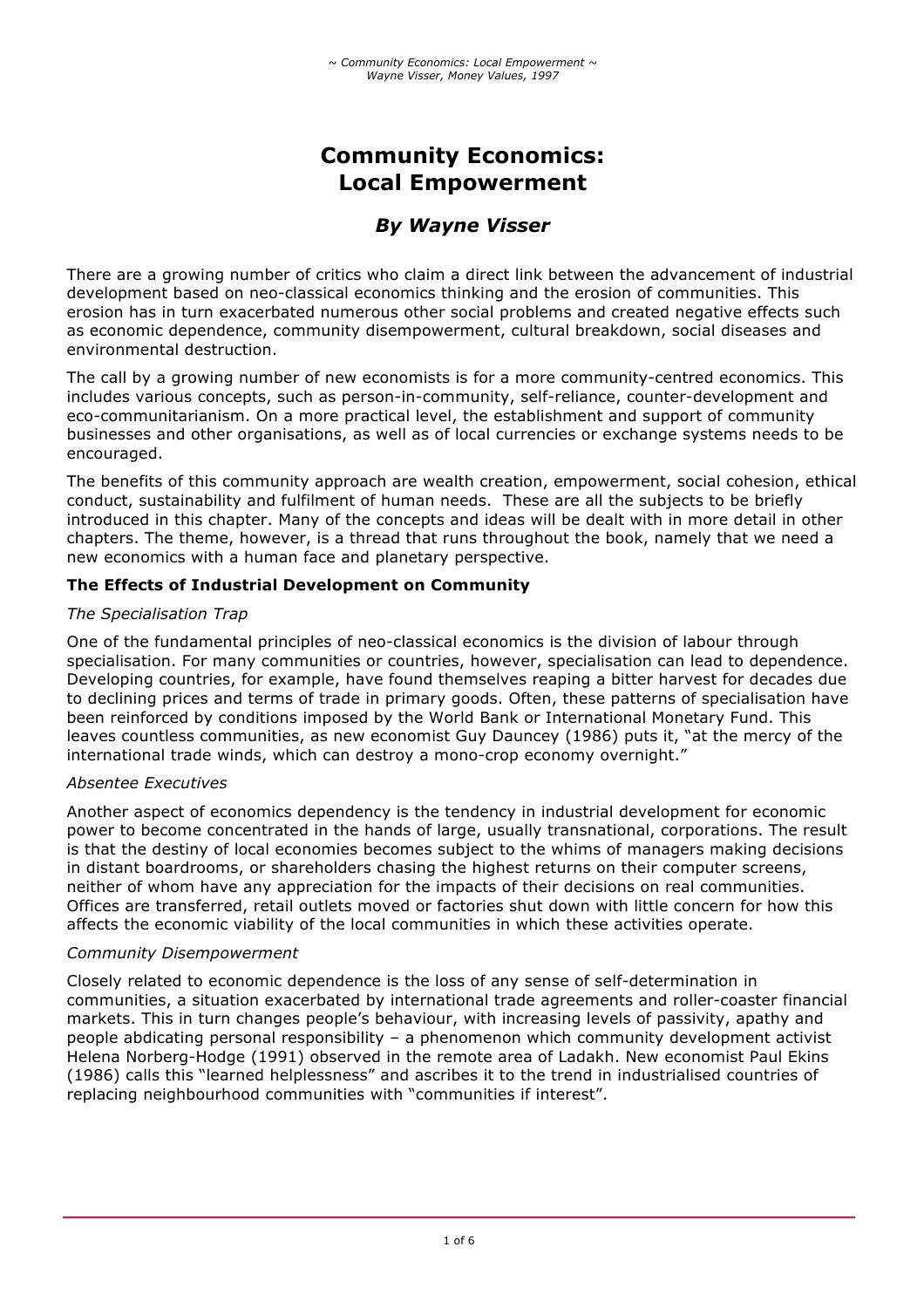# Community Economics: Local Empowerment

## *By Wayne Visser*

There are a growing number of critics who claim a direct link between the advancement of industrial development based on neo-classical economics thinking and the erosion of communities. This erosion has in turn exacerbated numerous other social problems and created negative effects such as economic dependence, community disempowerment, cultural breakdown, social diseases and environmental destruction.

The call by a growing number of new economists is for a more community-centred economics. This includes various concepts, such as person-in-community, self-reliance, counter-development and eco-communitarianism. On a more practical level, the establishment and support of community businesses and other organisations, as well as of local currencies or exchange systems needs to be encouraged.

The benefits of this community approach are wealth creation, empowerment, social cohesion, ethical conduct, sustainability and fulfilment of human needs. These are all the subjects to be briefly introduced in this chapter. Many of the concepts and ideas will be dealt with in more detail in other chapters. The theme, however, is a thread that runs throughout the book, namely that we need a new economics with a human face and planetary perspective.

**The Effects of Industrial Development on Community**

*The Specialisation Trap*

One of the fundamental principles of neo-classical economics is the division of labour through specialisation. For many communities or countries, however, specialisation can lead to dependence. Developing countries, for example, have found themselves reaping a bitter harvest for decades due to declining prices and terms of trade in primary goods. Often, these patterns of specialisation have been reinforced by conditions imposed by the World Bank or International Monetary Fund. This leaves countless communities, as new economist Guy Dauncey (1986) puts it, "at the mercy of the international trade winds, which can destroy a mono-crop economy overnight."

*Absentee Executives*

Another aspect of economics dependency is the tendency in industrial development for economic power to become concentrated in the hands of large, usually transnational, corporations. The result is that the destiny of local economies becomes subject to the whims of managers making decisions in distant boardrooms, or shareholders chasing the highest returns on their computer screens, neither of whom have any appreciation for the impacts of their decisions on real communities. Offices are transferred, retail outlets moved or factories shut down with little concern for how this affects the economic viability of the local communities in which these activities operate.

*Community Disempowerment*

Closely related to economic dependence is the loss of any sense of self-determination in communities, a situation exacerbated by international trade agreements and roller-coaster financial markets. This in turn changes people's behaviour, with increasing levels of passivity, apathy and people abdicating personal responsibility – a phenomenon which community development activist Helena Norberg-Hodge (1991) observed in the remote area of Ladakh. New economist Paul Ekins (1986) calls this "learned helplessness" and ascribes it to the trend in industrialised countries of replacing neighbourhood communities with "communities if interest".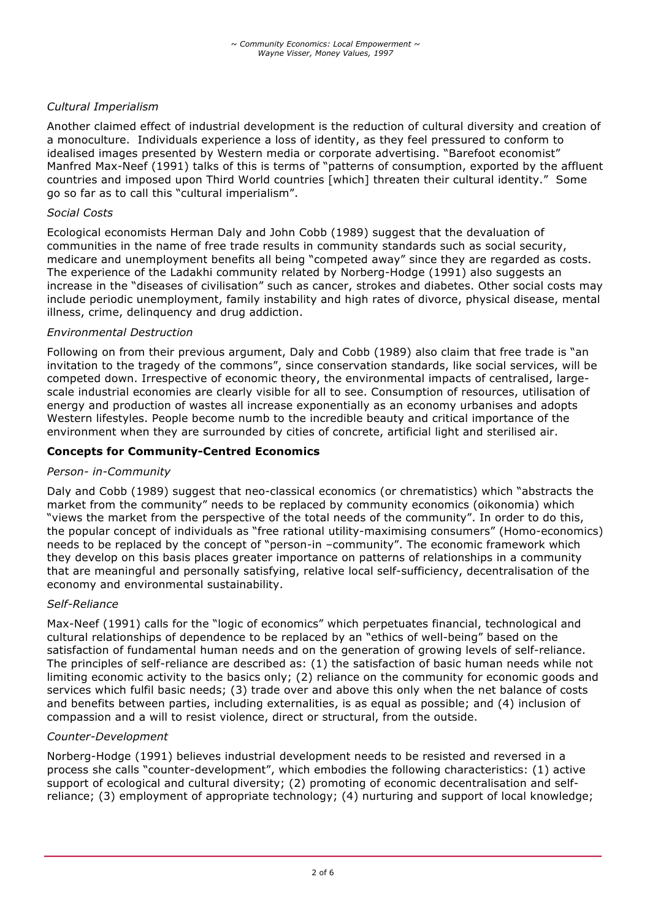*Cultural Imperialism*

Another claimed effect of industrial development is the reduction of cultural diversity and creation of a monoculture. Individuals experience a loss of identity, as they feel pressured to conform to idealised images presented by Western media or corporate advertising. "Barefoot economist" Manfred Max-Neef (1991) talks of this is terms of "patterns of consumption, exported by the affluent countries and imposed upon Third World countries [which] threaten their cultural identity." Some go so far as to call this "cultural imperialism".

*Social Costs*

Ecological economists Herman Daly and John Cobb (1989) suggest that the devaluation of communities in the name of free trade results in community standards such as social security, medicare and unemployment benefits all being "competed away" since they are regarded as costs. The experience of the Ladakhi community related by Norberg-Hodge (1991) also suggests an increase in the "diseases of civilisation" such as cancer, strokes and diabetes. Other social costs may include periodic unemployment, family instability and high rates of divorce, physical disease, mental illness, crime, delinquency and drug addiction.

*Environmental Destruction*

Following on from their previous argument, Daly and Cobb (1989) also claim that free trade is "an invitation to the tragedy of the commons", since conservation standards, like social services, will be competed down. Irrespective of economic theory, the environmental impacts of centralised, large-scale industrial economies are clearly visible for all to see. Consumption of resources, utilisation of energy and production of wastes all increase exponentially as an economy urbanises and adopts Western lifestyles. People become numb to the incredible beauty and critical importance of the environment when they are surrounded by cities of concrete, artificial light and sterilised air.

**Concepts for Community-Centred Economics**

*Person- in-Community*

Daly and Cobb (1989) suggest that neo-classical economics (or chrematistics) which "abstracts the market from the community" needs to be replaced by community economics (oikonomia) which "views the market from the perspective of the total needs of the community". In order to do this, the popular concept of individuals as "free rational utility-maximising consumers" (Homo-economics) needs to be replaced by the concept of "person-in –community". The economic framework which they develop on this basis places greater importance on patterns of relationships in a community that are meaningful and personally satisfying, relative local self-sufficiency, decentralisation of the economy and environmental sustainability.

*Self-Reliance*

Max-Neef (1991) calls for the "logic of economics" which perpetuates financial, technological and cultural relationships of dependence to be replaced by an "ethics of well-being" based on the satisfaction of fundamental human needs and on the generation of growing levels of self-reliance. The principles of self-reliance are described as: (1) the satisfaction of basic human needs while not limiting economic activity to the basics only; (2) reliance on the community for economic goods and services which fulfil basic needs; (3) trade over and above this only when the net balance of costs and benefits between parties, including externalities, is as equal as possible; and (4) inclusion of compassion and a will to resist violence, direct or structural, from the outside.

*Counter-Development*

Norberg-Hodge (1991) believes industrial development needs to be resisted and reversed in a process she calls "counter-development", which embodies the following characteristics: (1) active support of ecological and cultural diversity; (2) promoting of economic decentralisation and self-reliance; (3) employment of appropriate technology; (4) nurturing and support of local knowledge;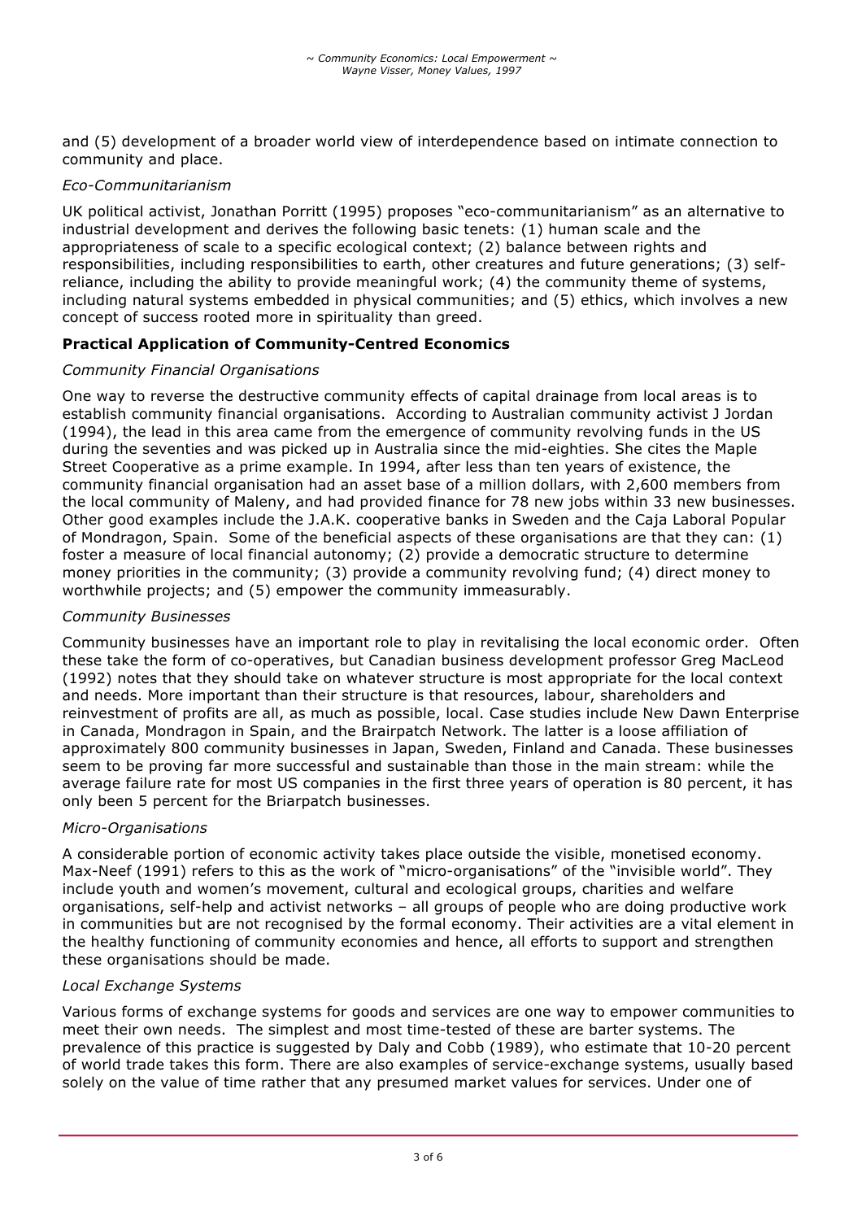and (5) development of a broader world view of interdependence based on intimate connection to community and place.

*Eco-Communitarianism*

UK political activist, Jonathan Porritt (1995) proposes "eco-communitarianism" as an alternative to industrial development and derives the following basic tenets: (1) human scale and the appropriateness of scale to a specific ecological context; (2) balance between rights and responsibilities, including responsibilities to earth, other creatures and future generations; (3) self-reliance, including the ability to provide meaningful work; (4) the community theme of systems, including natural systems embedded in physical communities; and (5) ethics, which involves a new concept of success rooted more in spirituality than greed.

**Practical Application of Community-Centred Economics**

*Community Financial Organisations*

One way to reverse the destructive community effects of capital drainage from local areas is to establish community financial organisations. According to Australian community activist J Jordan (1994), the lead in this area came from the emergence of community revolving funds in the US during the seventies and was picked up in Australia since the mid-eighties. She cites the Maple Street Cooperative as a prime example. In 1994, after less than ten years of existence, the community financial organisation had an asset base of a million dollars, with 2,600 members from the local community of Maleny, and had provided finance for 78 new jobs within 33 new businesses. Other good examples include the J.A.K. cooperative banks in Sweden and the Caja Laboral Popular of Mondragon, Spain. Some of the beneficial aspects of these organisations are that they can: (1) foster a measure of local financial autonomy; (2) provide a democratic structure to determine money priorities in the community; (3) provide a community revolving fund; (4) direct money to worthwhile projects; and (5) empower the community immeasurably.

*Community Businesses*

Community businesses have an important role to play in revitalising the local economic order. Often these take the form of co-operatives, but Canadian business development professor Greg MacLeod (1992) notes that they should take on whatever structure is most appropriate for the local context and needs. More important than their structure is that resources, labour, shareholders and reinvestment of profits are all, as much as possible, local. Case studies include New Dawn Enterprise in Canada, Mondragon in Spain, and the Brairpatch Network. The latter is a loose affiliation of approximately 800 community businesses in Japan, Sweden, Finland and Canada. These businesses seem to be proving far more successful and sustainable than those in the main stream: while the average failure rate for most US companies in the first three years of operation is 80 percent, it has only been 5 percent for the Briarpatch businesses.

*Micro-Organisations*

A considerable portion of economic activity takes place outside the visible, monetised economy. Max-Neef (1991) refers to this as the work of "micro-organisations" of the "invisible world". They include youth and women's movement, cultural and ecological groups, charities and welfare organisations, self-help and activist networks – all groups of people who are doing productive work in communities but are not recognised by the formal economy. Their activities are a vital element in the healthy functioning of community economies and hence, all efforts to support and strengthen these organisations should be made.

*Local Exchange Systems*

Various forms of exchange systems for goods and services are one way to empower communities to meet their own needs. The simplest and most time-tested of these are barter systems. The prevalence of this practice is suggested by Daly and Cobb (1989), who estimate that 10-20 percent of world trade takes this form. There are also examples of service-exchange systems, usually based solely on the value of time rather that any presumed market values for services. Under one of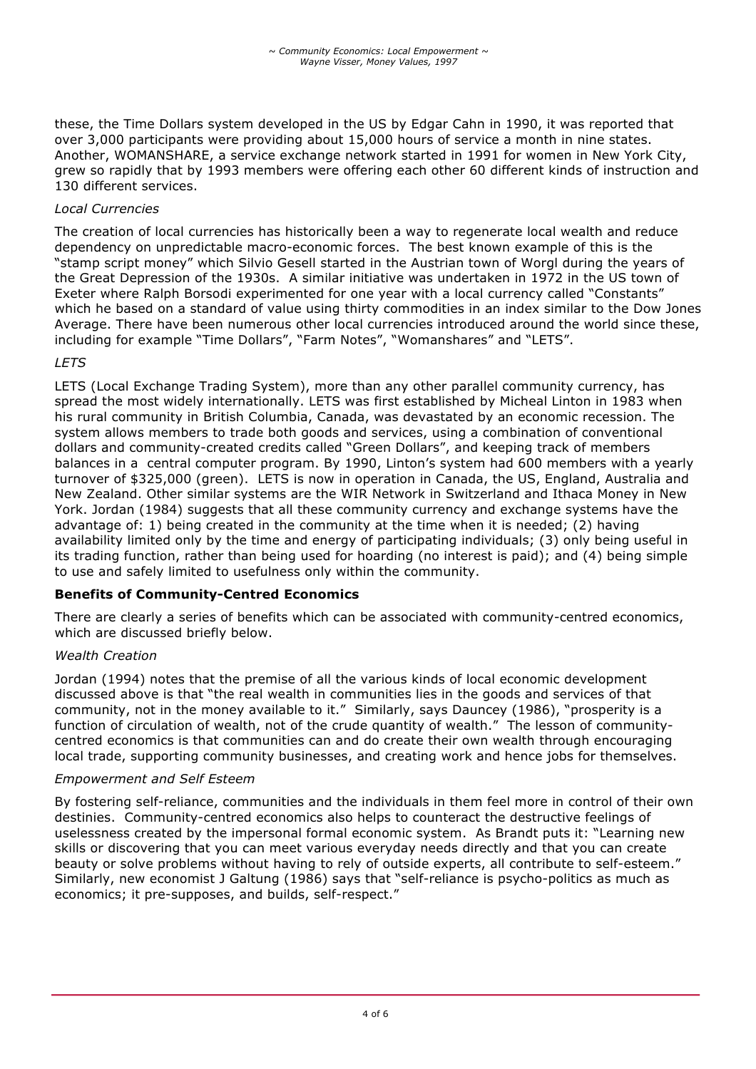these, the Time Dollars system developed in the US by Edgar Cahn in 1990, it was reported that over 3,000 participants were providing about 15,000 hours of service a month in nine states. Another, WOMANSHARE, a service exchange network started in 1991 for women in New York City, grew so rapidly that by 1993 members were offering each other 60 different kinds of instruction and 130 different services.

*Local Currencies*

The creation of local currencies has historically been a way to regenerate local wealth and reduce dependency on unpredictable macro-economic forces. The best known example of this is the "stamp script money" which Silvio Gesell started in the Austrian town of Worgl during the years of the Great Depression of the 1930s. A similar initiative was undertaken in 1972 in the US town of Exeter where Ralph Borsodi experimented for one year with a local currency called "Constants" which he based on a standard of value using thirty commodities in an index similar to the Dow Jones Average. There have been numerous other local currencies introduced around the world since these, including for example "Time Dollars", "Farm Notes", "Womanshares" and "LETS".

*LETS*

LETS (Local Exchange Trading System), more than any other parallel community currency, has spread the most widely internationally. LETS was first established by Micheal Linton in 1983 when his rural community in British Columbia, Canada, was devastated by an economic recession. The system allows members to trade both goods and services, using a combination of conventional dollars and community-created credits called "Green Dollars", and keeping track of members balances in a central computer program. By 1990, Linton's system had 600 members with a yearly turnover of $325,000 (green). LETS is now in operation in Canada, the US, England, Australia and New Zealand. Other similar systems are the WIR Network in Switzerland and Ithaca Money in New York. Jordan (1984) suggests that all these community currency and exchange systems have the advantage of: 1) being created in the community at the time when it is needed; (2) having availability limited only by the time and energy of participating individuals; (3) only being useful in its trading function, rather than being used for hoarding (no interest is paid); and (4) being simple to use and safely limited to usefulness only within the community.

**Benefits of Community-Centred Economics**

There are clearly a series of benefits which can be associated with community-centred economics, which are discussed briefly below.

*Wealth Creation*

Jordan (1994) notes that the premise of all the various kinds of local economic development discussed above is that "the real wealth in communities lies in the goods and services of that community, not in the money available to it." Similarly, says Dauncey (1986), "prosperity is a function of circulation of wealth, not of the crude quantity of wealth." The lesson of community-centred economics is that communities can and do create their own wealth through encouraging local trade, supporting community businesses, and creating work and hence jobs for themselves.

*Empowerment and Self Esteem*

By fostering self-reliance, communities and the individuals in them feel more in control of their own destinies. Community-centred economics also helps to counteract the destructive feelings of uselessness created by the impersonal formal economic system. As Brandt puts it: "Learning new skills or discovering that you can meet various everyday needs directly and that you can create beauty or solve problems without having to rely of outside experts, all contribute to self-esteem." Similarly, new economist J Galtung (1986) says that "self-reliance is psycho-politics as much as economics; it pre-supposes, and builds, self-respect."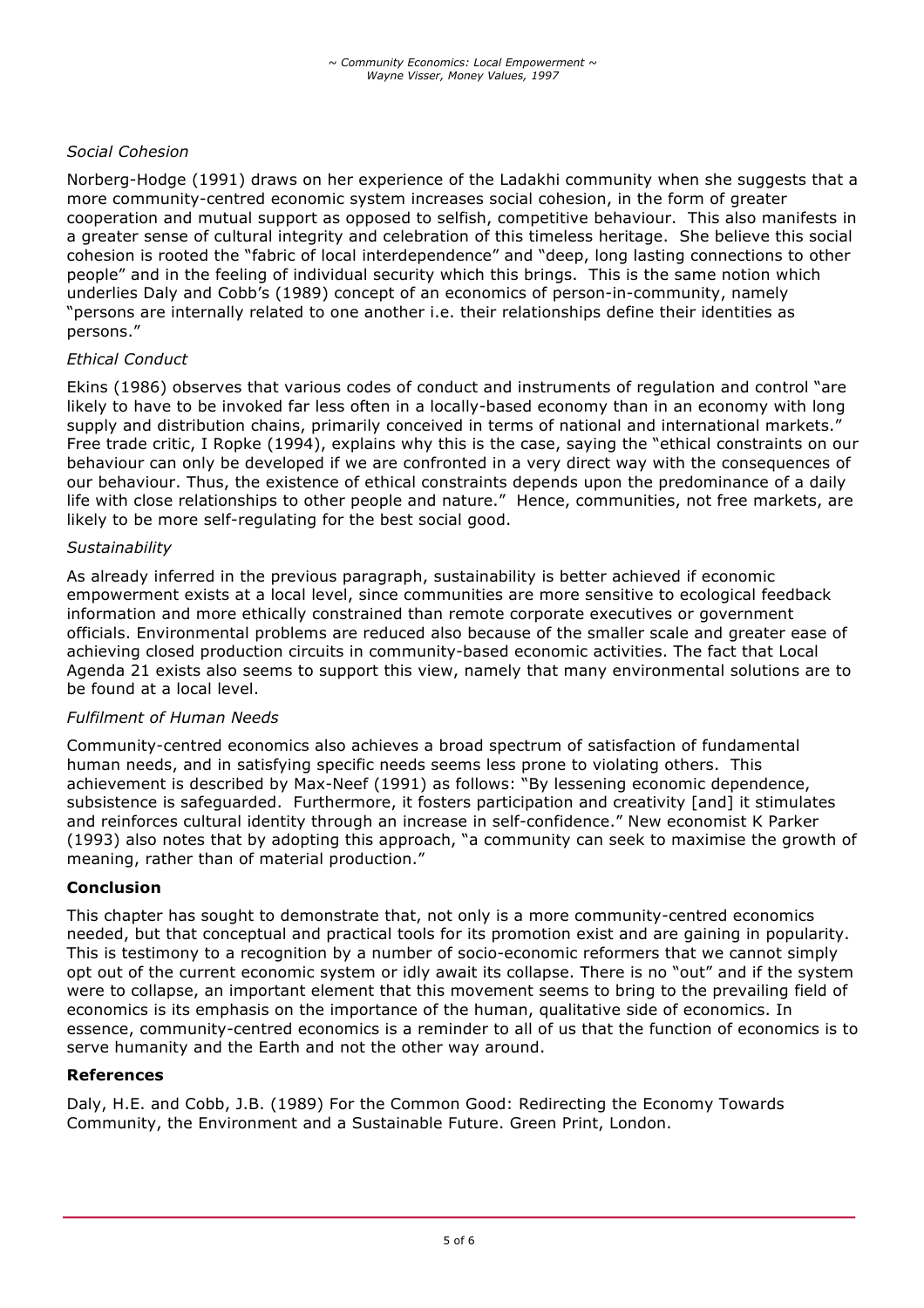*Social Cohesion*

Norberg-Hodge (1991) draws on her experience of the Ladakhi community when she suggests that a more community-centred economic system increases social cohesion, in the form of greater cooperation and mutual support as opposed to selfish, competitive behaviour. This also manifests in a greater sense of cultural integrity and celebration of this timeless heritage. She believe this social cohesion is rooted the "fabric of local interdependence" and "deep, long lasting connections to other people" and in the feeling of individual security which this brings. This is the same notion which underlies Daly and Cobb's (1989) concept of an economics of person-in-community, namely "persons are internally related to one another i.e. their relationships define their identities as persons."

*Ethical Conduct*

Ekins (1986) observes that various codes of conduct and instruments of regulation and control "are likely to have to be invoked far less often in a locally-based economy than in an economy with long supply and distribution chains, primarily conceived in terms of national and international markets." Free trade critic, I Ropke (1994), explains why this is the case, saying the "ethical constraints on our behaviour can only be developed if we are confronted in a very direct way with the consequences of our behaviour. Thus, the existence of ethical constraints depends upon the predominance of a daily life with close relationships to other people and nature." Hence, communities, not free markets, are likely to be more self-regulating for the best social good.

*Sustainability*

As already inferred in the previous paragraph, sustainability is better achieved if economic empowerment exists at a local level, since communities are more sensitive to ecological feedback information and more ethically constrained than remote corporate executives or government officials. Environmental problems are reduced also because of the smaller scale and greater ease of achieving closed production circuits in community-based economic activities. The fact that Local Agenda 21 exists also seems to support this view, namely that many environmental solutions are to be found at a local level.

*Fulfilment of Human Needs*

Community-centred economics also achieves a broad spectrum of satisfaction of fundamental human needs, and in satisfying specific needs seems less prone to violating others. This achievement is described by Max-Neef (1991) as follows: "By lessening economic dependence, subsistence is safeguarded. Furthermore, it fosters participation and creativity [and] it stimulates and reinforces cultural identity through an increase in self-confidence." New economist K Parker (1993) also notes that by adopting this approach, "a community can seek to maximise the growth of meaning, rather than of material production."

**Conclusion**

This chapter has sought to demonstrate that, not only is a more community-centred economics needed, but that conceptual and practical tools for its promotion exist and are gaining in popularity. This is testimony to a recognition by a number of socio-economic reformers that we cannot simply opt out of the current economic system or idly await its collapse. There is no "out" and if the system were to collapse, an important element that this movement seems to bring to the prevailing field of economics is its emphasis on the importance of the human, qualitative side of economics. In essence, community-centred economics is a reminder to all of us that the function of economics is to serve humanity and the Earth and not the other way around.

**References**

Daly, H.E. and Cobb, J.B. (1989) For the Common Good: Redirecting the Economy Towards Community, the Environment and a Sustainable Future. Green Print, London.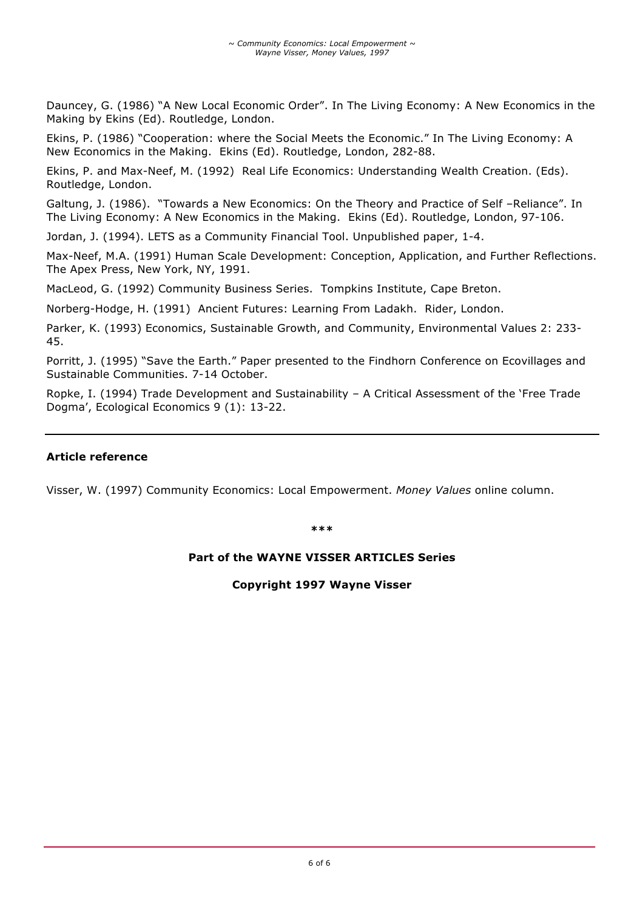Dauncey, G. (1986) "A New Local Economic Order". In The Living Economy: A New Economics in the Making by Ekins (Ed). Routledge, London.

Ekins, P. (1986) "Cooperation: where the Social Meets the Economic." In The Living Economy: A New Economics in the Making. Ekins (Ed). Routledge, London, 282-88.

Ekins, P. and Max-Neef, M. (1992) Real Life Economics: Understanding Wealth Creation. (Eds). Routledge, London.

Galtung, J. (1986). "Towards a New Economics: On the Theory and Practice of Self –Reliance". In The Living Economy: A New Economics in the Making. Ekins (Ed). Routledge, London, 97-106.

Jordan, J. (1994). LETS as a Community Financial Tool. Unpublished paper, 1-4.

Max-Neef, M.A. (1991) Human Scale Development: Conception, Application, and Further Reflections. The Apex Press, New York, NY, 1991.

MacLeod, G. (1992) Community Business Series. Tompkins Institute, Cape Breton.

Norberg-Hodge, H. (1991) Ancient Futures: Learning From Ladakh. Rider, London.

Parker, K. (1993) Economics, Sustainable Growth, and Community, Environmental Values 2: 233-45.

Porritt, J. (1995) "Save the Earth." Paper presented to the Findhorn Conference on Ecovillages and Sustainable Communities. 7-14 October.

Ropke, I. (1994) Trade Development and Sustainability – A Critical Assessment of the 'Free Trade Dogma', Ecological Economics 9 (1): 13-22.

---

**Article reference**

Visser, W. (1997) Community Economics: Local Empowerment. *Money Values* online column.

**\*\*\***

**Part of the WAYNE VISSER ARTICLES Series**

**Copyright 1997 Wayne Visser**